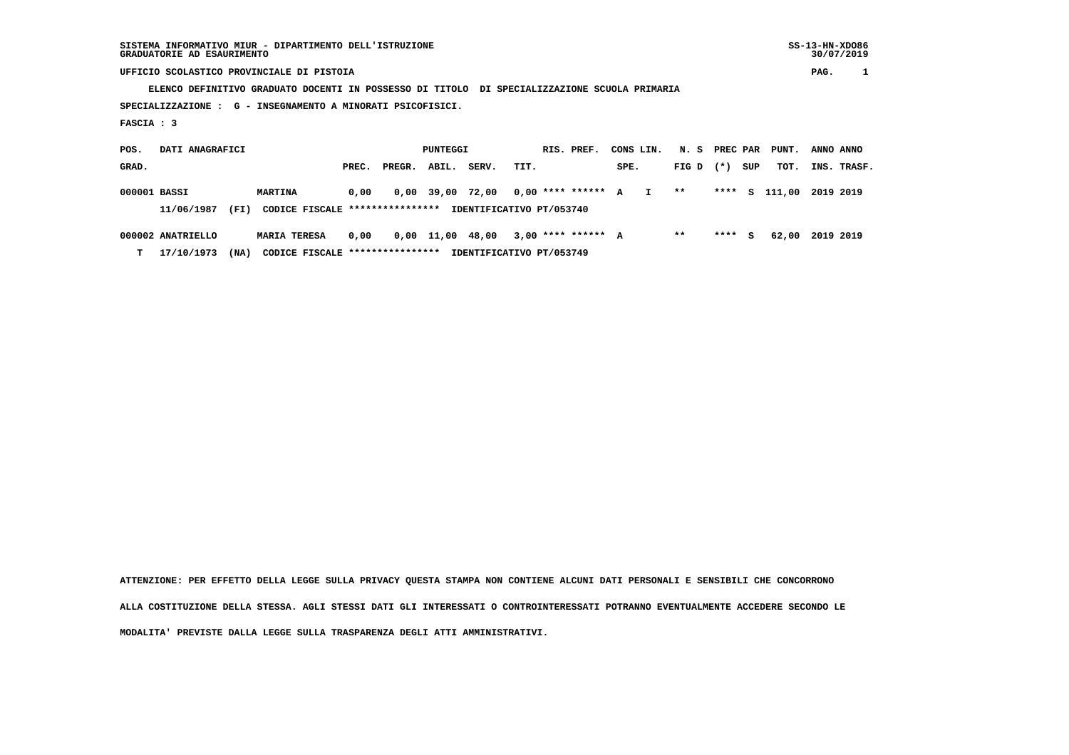SISTEMA INFORMATIVO MIUR - DIPARTIMENTO DELL'ISTRUZIONE
GRADUATORIE AD ESAURIMENTO

SS-13-HN-XDO86
30/07/2019

UFFICIO SCOLASTICO PROVINCIALE DI PISTOIA

ELENCO DEFINITIVO GRADUATO DOCENTI IN POSSESSO DI TITOLO DI SPECIALIZZAZIONE SCUOLA PRIMARIA

SPECIALIZZAZIONE : G - INSEGNAMENTO A MINORATI PSICOFISICI.

FASCIA : 3

| POS. GRAD. | DATI ANAGRAFICI | | PREC. | PREGR. | ABIL. | SERV. | TIT. | RIS. PREF. | CONS SPE. | LIN. | N. S FIG D | PREC (*) | PAR SUP | PUNT. TOT. | ANNO INS. | ANNO TRASF. |
|---|---|---|---|---|---|---|---|---|---|---|---|---|---|---|---|---|
| 000001 | BASSI | MARTINA | 0,00 | 0,00 | 39,00 | 72,00 | 0,00 | **** ****** | A | I | ** | **** | S | 111,00 | 2019 | 2019 |
| | 11/06/1987 (FI) | CODICE FISCALE **************** IDENTIFICATIVO PT/053740 | | | | | | | | | | | | | | |
| 000002 | ANATRIELLO | MARIA TERESA | 0,00 | 0,00 | 11,00 | 48,00 | 3,00 | **** ****** | A | | ** | **** | S | 62,00 | 2019 | 2019 |
| T | 17/10/1973 (NA) | CODICE FISCALE **************** IDENTIFICATIVO PT/053749 | | | | | | | | | | | | | | |

ATTENZIONE: PER EFFETTO DELLA LEGGE SULLA PRIVACY QUESTA STAMPA NON CONTIENE ALCUNI DATI PERSONALI E SENSIBILI CHE CONCORRONO ALLA COSTITUZIONE DELLA STESSA. AGLI STESSI DATI GLI INTERESSATI O CONTROINTERESSATI POTRANNO EVENTUALMENTE ACCEDERE SECONDO LE MODALITA' PREVISTE DALLA LEGGE SULLA TRASPARENZA DEGLI ATTI AMMINISTRATIVI.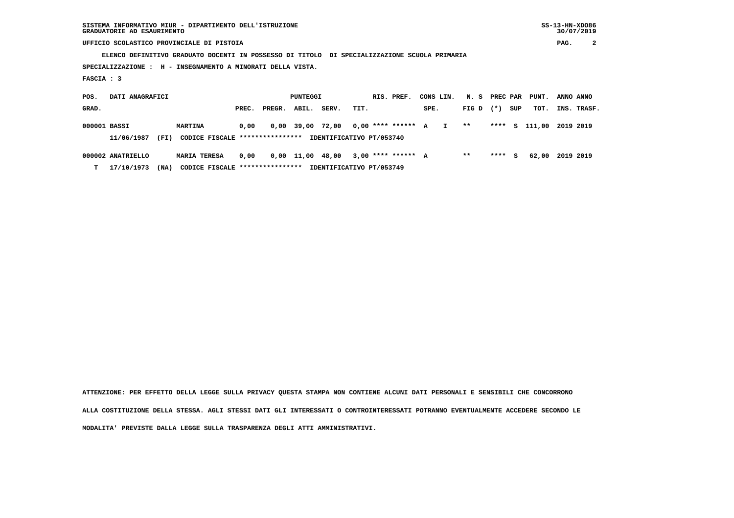SISTEMA INFORMATIVO MIUR - DIPARTIMENTO DELL'ISTRUZIONE
GRADUATORIE AD ESAURIMENTO

UFFICIO SCOLASTICO PROVINCIALE DI PISTOIA

ELENCO DEFINITIVO GRADUATO DOCENTI IN POSSESSO DI TITOLO DI SPECIALIZZAZIONE SCUOLA PRIMARIA

SPECIALIZZAZIONE : H - INSEGNAMENTO A MINORATI DELLA VISTA.

FASCIA : 3

| POS. GRAD. | DATI ANAGRAFICI | | PUNTEGGI PREC. | PREGR. | ABIL. | SERV. | TIT. | RIS. PREF. | CONS SPE. | LIN. | N. S FIG D | PREC (*) | PAR SUP | PUNT. TOT. | ANNO INS. | ANNO TRASF. |
|---|---|---|---|---|---|---|---|---|---|---|---|---|---|---|---|---|
| 000001 | BASSI | MARTINA | 0,00 | 0,00 | 39,00 | 72,00 | 0,00 | **** ****** | A | I | ** | **** | S | 111,00 | 2019 | 2019 |
| | 11/06/1987 (FI) | CODICE FISCALE **************** IDENTIFICATIVO PT/053740 | | | | | | | | | | | | | | |
| 000002 | ANATRIELLO | MARIA TERESA | 0,00 | 0,00 | 11,00 | 48,00 | 3,00 | **** ****** | A | | ** | **** | S | 62,00 | 2019 | 2019 |
| T | 17/10/1973 (NA) | CODICE FISCALE **************** IDENTIFICATIVO PT/053749 | | | | | | | | | | | | | | |

ATTENZIONE: PER EFFETTO DELLA LEGGE SULLA PRIVACY QUESTA STAMPA NON CONTIENE ALCUNI DATI PERSONALI E SENSIBILI CHE CONCORRONO ALLA COSTITUZIONE DELLA STESSA. AGLI STESSI DATI GLI INTERESSATI O CONTROINTERESSATI POTRANNO EVENTUALMENTE ACCEDERE SECONDO LE MODALITA' PREVISTE DALLA LEGGE SULLA TRASPARENZA DEGLI ATTI AMMINISTRATIVI.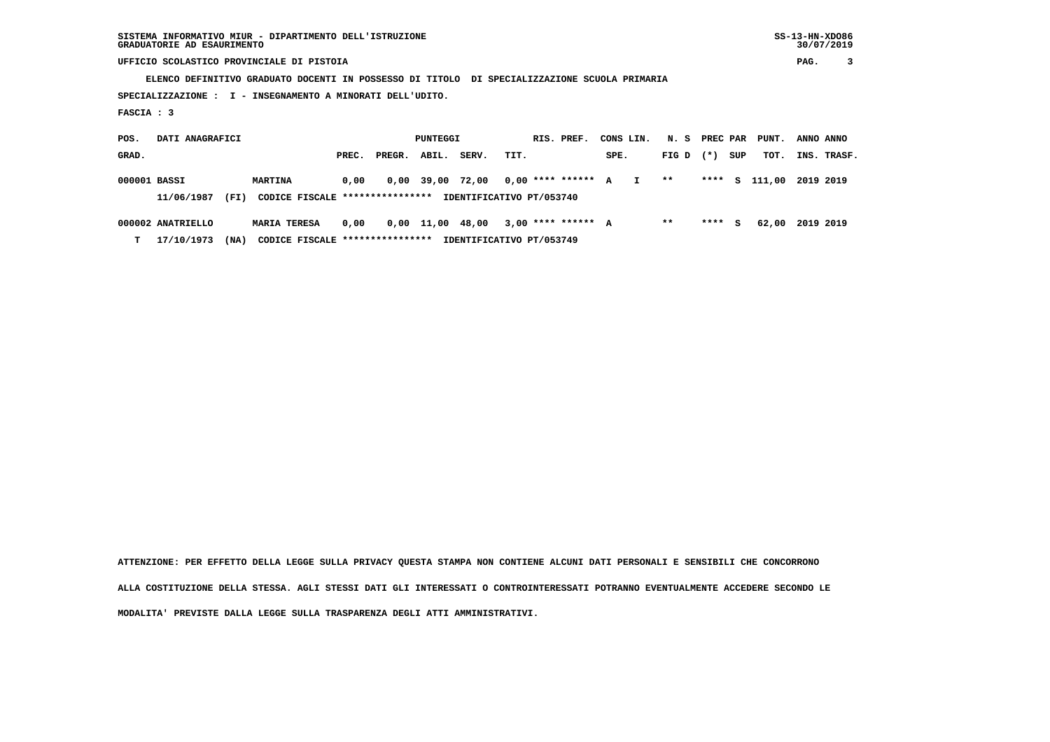SISTEMA INFORMATIVO MIUR - DIPARTIMENTO DELL'ISTRUZIONE
GRADUATORIE AD ESAURIMENTO

UFFICIO SCOLASTICO PROVINCIALE DI PISTOIA

**ELENCO DEFINITIVO GRADUATO DOCENTI IN POSSESSO DI TITOLO DI SPECIALIZZAZIONE SCUOLA PRIMARIA**

**SPECIALIZZAZIONE : I - INSEGNAMENTO A MINORATI DELL'UDITO.**

**FASCIA : 3**

| POS. GRAD. | DATI ANAGRAFICI | | PUNTEGGI PREC. | PREGR. | ABIL. | SERV. | TIT. | RIS. PREF. | CONS SPE. | LIN. | N. S FIG D | PREC PAR (*) | SUP | PUNT. TOT. | ANNO INS. | ANNO TRASF. |
|---|---|---|---|---|---|---|---|---|---|---|---|---|---|---|---|---|
| 000001 | BASSI | MARTINA | 0,00 | 0,00 | 39,00 | 72,00 | 0,00 | **** ****** | A | I | ** | **** | S | 111,00 | 2019 | 2019 |
| | 11/06/1987 (FI) | CODICE FISCALE **************** | IDENTIFICATIVO PT/053740 | | | | | | | | | | | | | |
| 000002 | ANATRIELLO | MARIA TERESA | 0,00 | 0,00 | 11,00 | 48,00 | 3,00 | **** ****** | A | | ** | **** | S | 62,00 | 2019 | 2019 |
| T | 17/10/1973 (NA) | CODICE FISCALE **************** | IDENTIFICATIVO PT/053749 | | | | | | | | | | | | | |

ATTENZIONE: PER EFFETTO DELLA LEGGE SULLA PRIVACY QUESTA STAMPA NON CONTIENE ALCUNI DATI PERSONALI E SENSIBILI CHE CONCORRONO ALLA COSTITUZIONE DELLA STESSA. AGLI STESSI DATI GLI INTERESSATI O CONTROINTERESSATI POTRANNO EVENTUALMENTE ACCEDERE SECONDO LE MODALITA' PREVISTE DALLA LEGGE SULLA TRASPARENZA DEGLI ATTI AMMINISTRATIVI.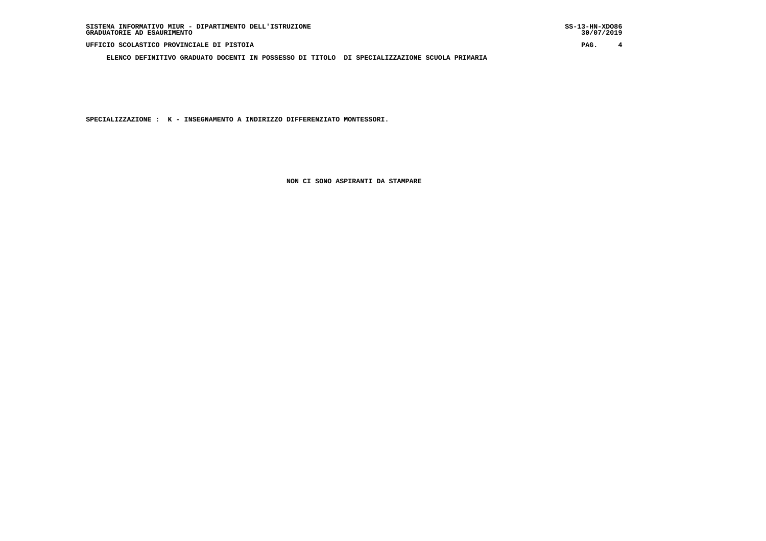**ELENCO DEFINITIVO GRADUATO DOCENTI IN POSSESSO DI TITOLO DI SPECIALIZZAZIONE SCUOLA PRIMARIA**

**SPECIALIZZAZIONE : K - INSEGNAMENTO A INDIRIZZO DIFFERENZIATO MONTESSORI.**

**NON CI SONO ASPIRANTI DA STAMPARE**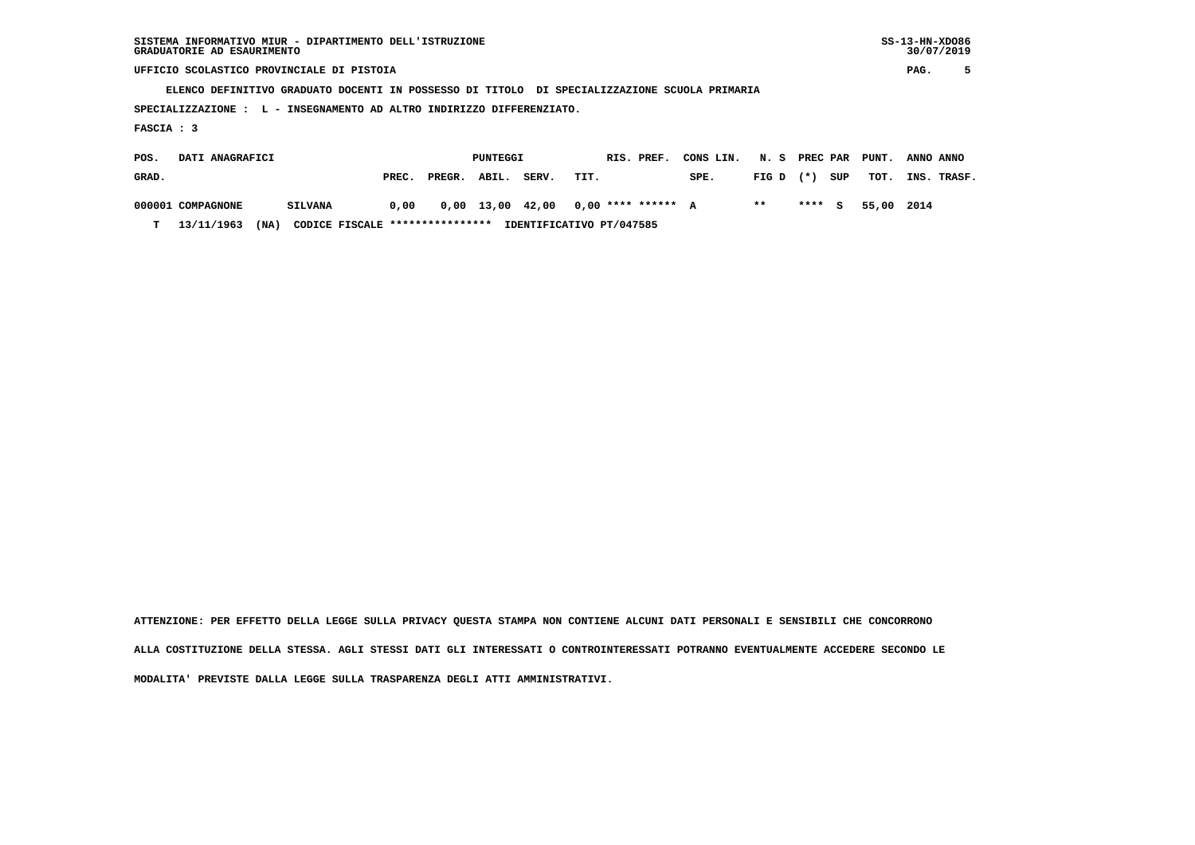SISTEMA INFORMATIVO MIUR - DIPARTIMENTO DELL'ISTRUZIONE
GRADUATORIE AD ESAURIMENTO

UFFICIO SCOLASTICO PROVINCIALE DI PISTOIA

**ELENCO DEFINITIVO GRADUATO DOCENTI IN POSSESSO DI TITOLO DI SPECIALIZZAZIONE SCUOLA PRIMARIA**

**SPECIALIZZAZIONE : L - INSEGNAMENTO AD ALTRO INDIRIZZO DIFFERENZIATO.**

**FASCIA : 3**

| POS. GRAD. | DATI ANAGRAFICI | | PUNTEGGI PREC. | PREGR. | ABIL. | SERV. | TIT. | RIS. PREF. | CONS LIN. SPE. | N. S FIG D | PREC PAR (*) | SUP | PUNT. TOT. | ANNO INS. | ANNO TRASF. |
|---|---|---|---|---|---|---|---|---|---|---|---|---|---|---|---|
| 000001 | COMPAGNONE | SILVANA | 0,00 | 0,00 | 13,00 | 42,00 | 0,00 | **** ****** | A | ** | **** | S | 55,00 | 2014 | |
| T | 13/11/1963 (NA) | CODICE FISCALE **************** | IDENTIFICATIVO PT/047585 | | | | | | | | | | | | |

ATTENZIONE: PER EFFETTO DELLA LEGGE SULLA PRIVACY QUESTA STAMPA NON CONTIENE ALCUNI DATI PERSONALI E SENSIBILI CHE CONCORRONO ALLA COSTITUZIONE DELLA STESSA. AGLI STESSI DATI GLI INTERESSATI O CONTROINTERESSATI POTRANNO EVENTUALMENTE ACCEDERE SECONDO LE MODALITA' PREVISTE DALLA LEGGE SULLA TRASPARENZA DEGLI ATTI AMMINISTRATIVI.